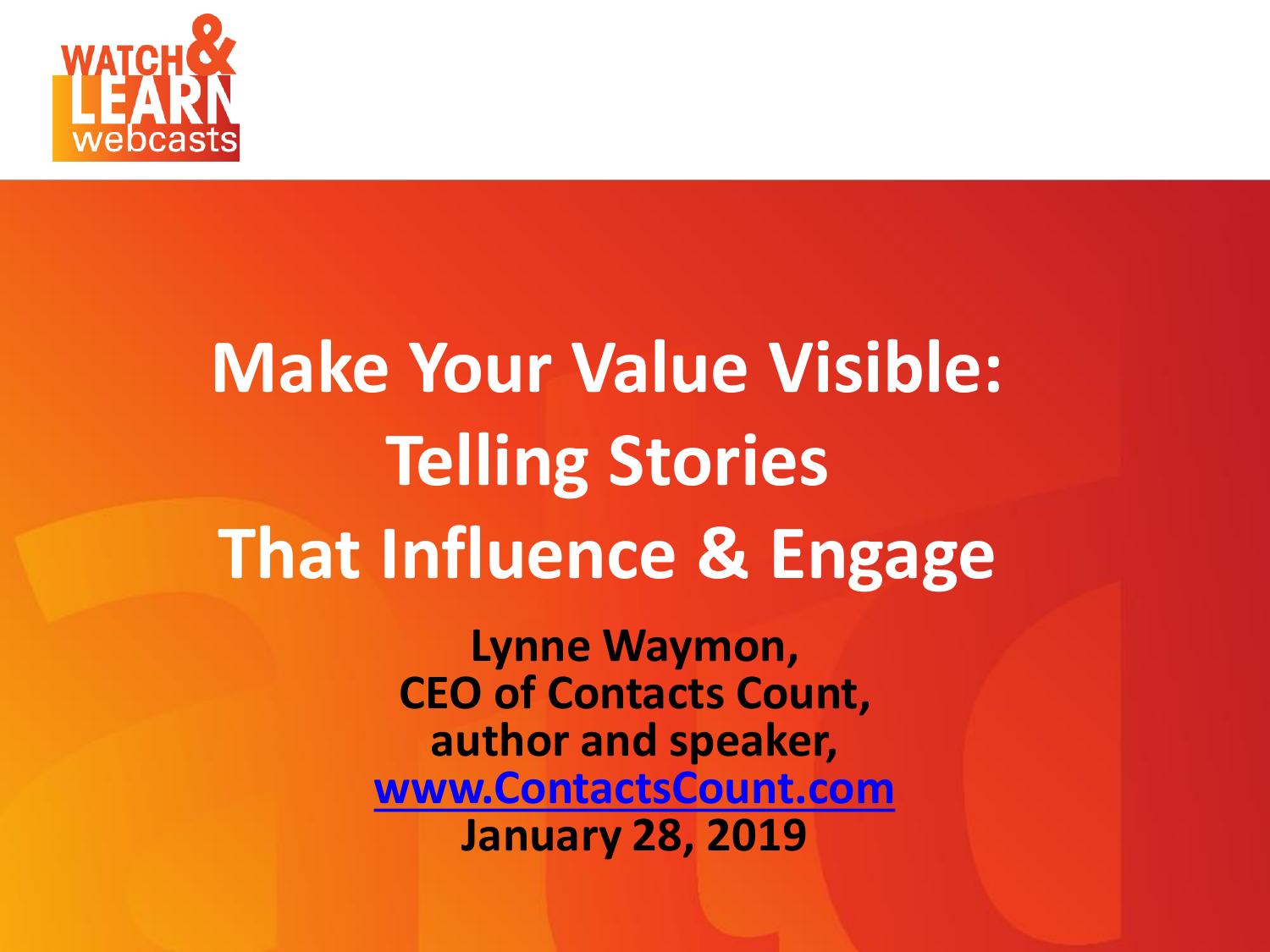WATCH & LEARN webcasts

# Make Your Value Visible: Telling Stories That Influence & Engage

**Lynne Waymon,**
**CEO of Contacts Count,**
**author and speaker,**
**[www.ContactsCount.com](http://www.ContactsCount.com)**
**January 28, 2019**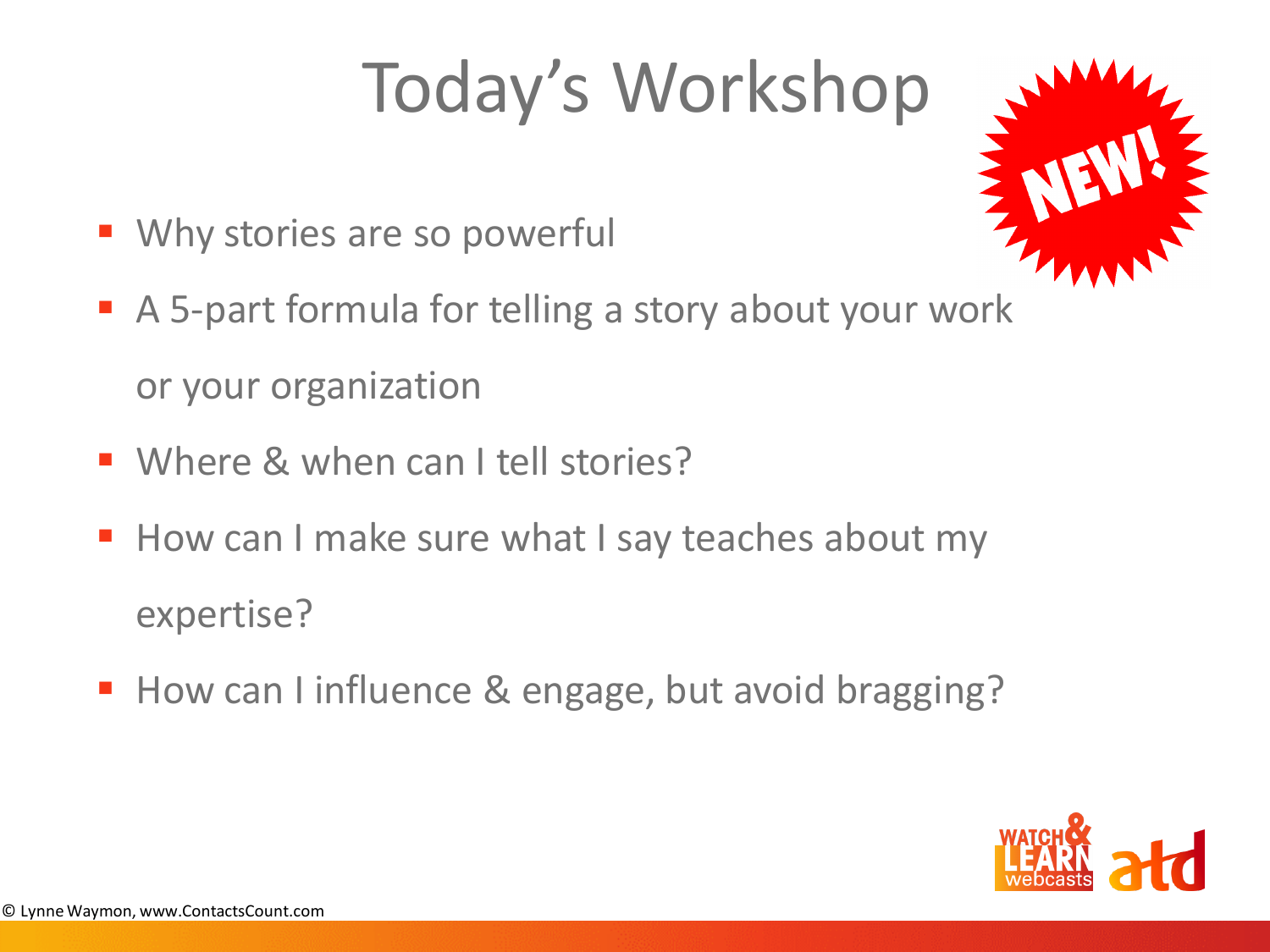# Today's Workshop

NEW!

- Why stories are so powerful
- A 5-part formula for telling a story about your work or your organization
- Where & when can I tell stories?
- How can I make sure what I say teaches about my expertise?
- How can I influence & engage, but avoid bragging?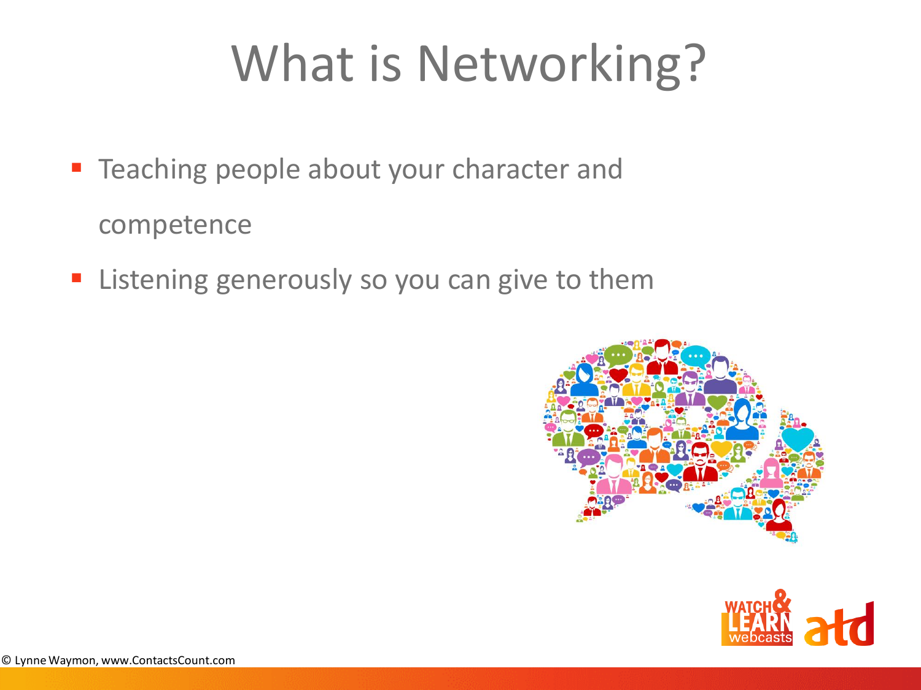# What is Networking?

- Teaching people about your character and competence
- Listening generously so you can give to them

© Lynne Waymon, www.ContactsCount.com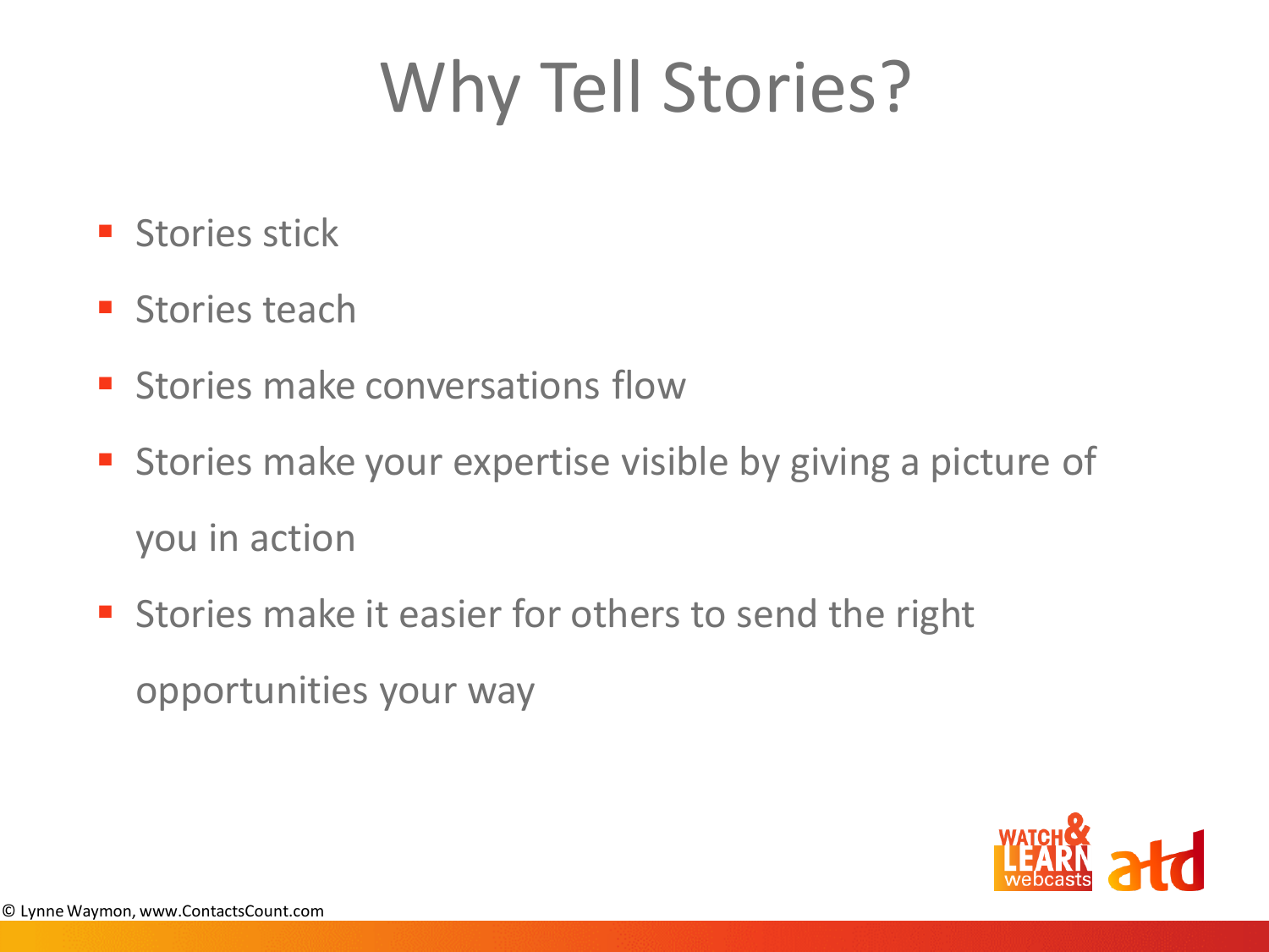# Why Tell Stories?

- Stories stick
- Stories teach
- Stories make conversations flow
- Stories make your expertise visible by giving a picture of you in action
- Stories make it easier for others to send the right opportunities your way

© Lynne Waymon, www.ContactsCount.com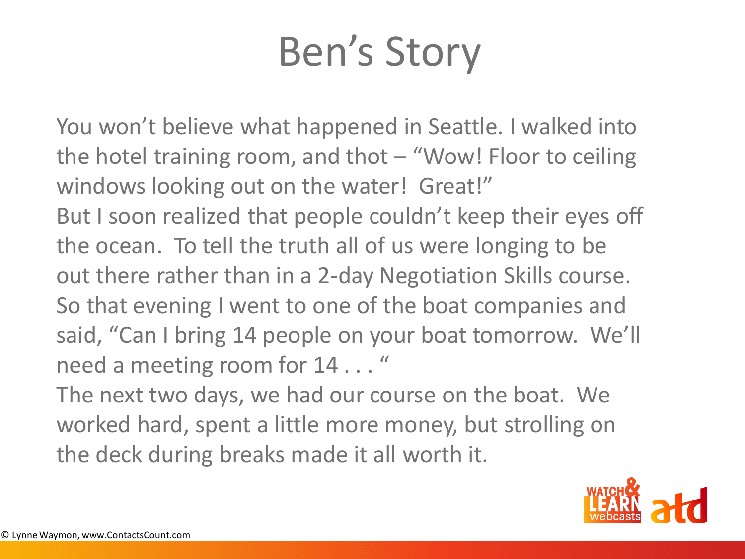# Ben's Story

You won't believe what happened in Seattle. I walked into the hotel training room, and thot – "Wow! Floor to ceiling windows looking out on the water! Great!"

But I soon realized that people couldn't keep their eyes off the ocean. To tell the truth all of us were longing to be out there rather than in a 2-day Negotiation Skills course. So that evening I went to one of the boat companies and said, "Can I bring 14 people on your boat tomorrow. We'll need a meeting room for 14 . . . "

The next two days, we had our course on the boat. We worked hard, spent a little more money, but strolling on the deck during breaks made it all worth it.

© Lynne Waymon, www.ContactsCount.com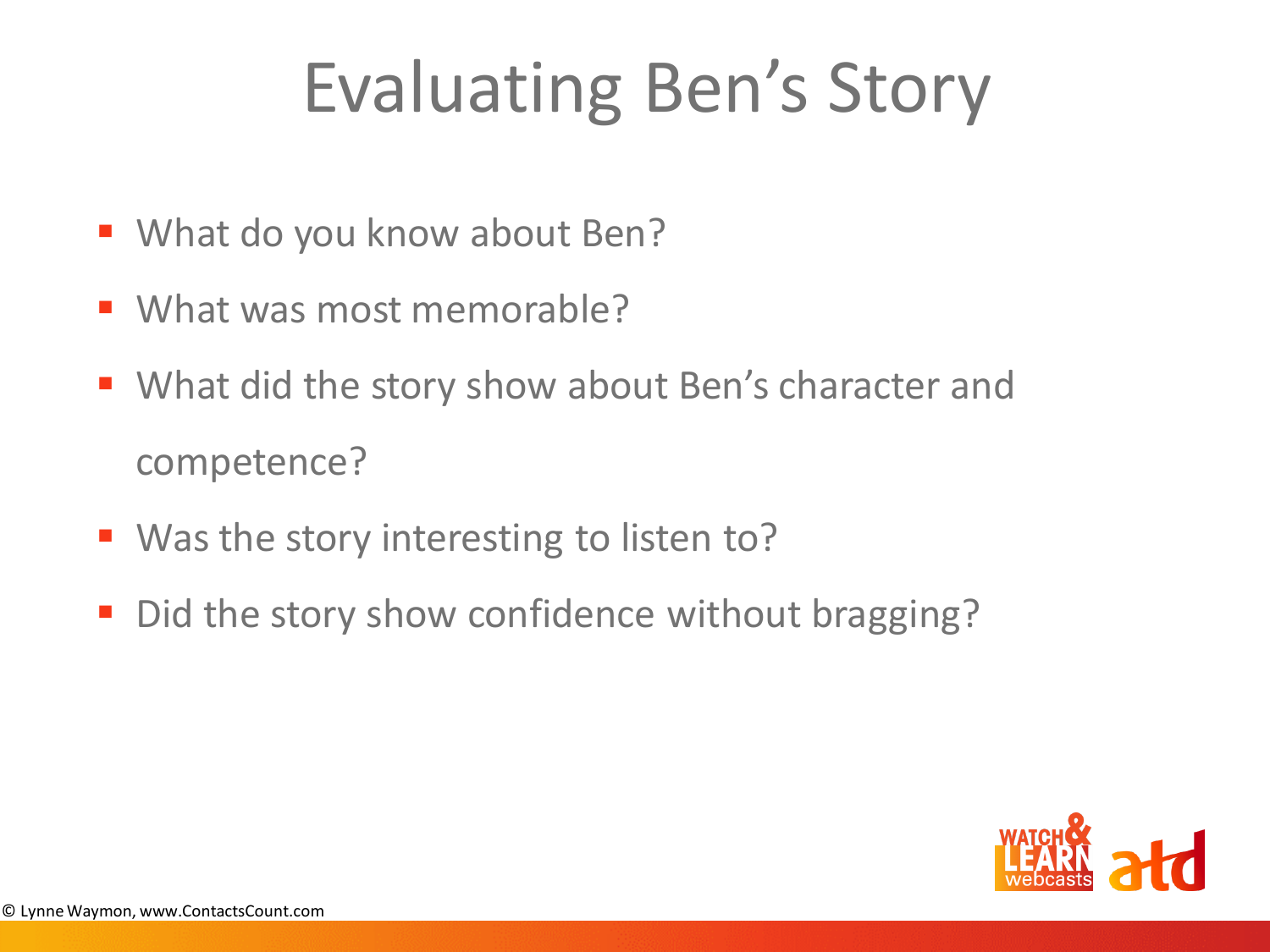# Evaluating Ben's Story

- What do you know about Ben?
- What was most memorable?
- What did the story show about Ben's character and competence?
- Was the story interesting to listen to?
- Did the story show confidence without bragging?

© Lynne Waymon, www.ContactsCount.com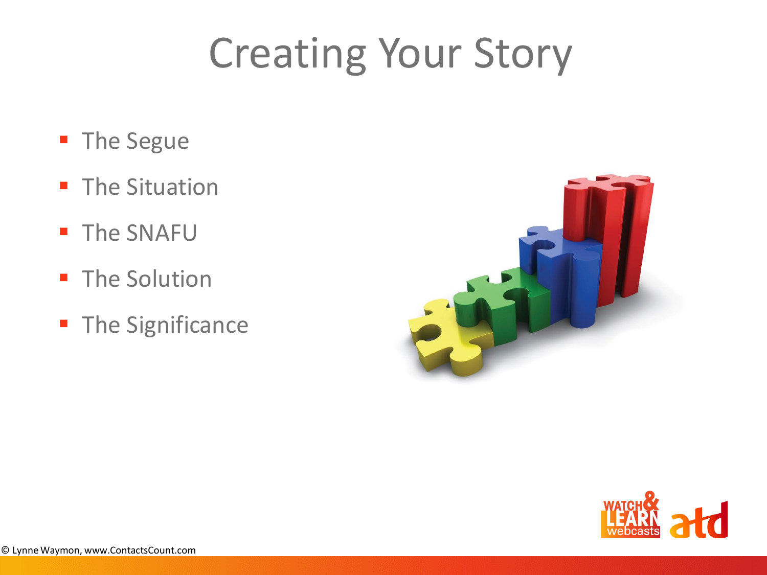# Creating Your Story

- The Segue
- The Situation
- The SNAFU
- The Solution
- The Significance

© Lynne Waymon, www.ContactsCount.com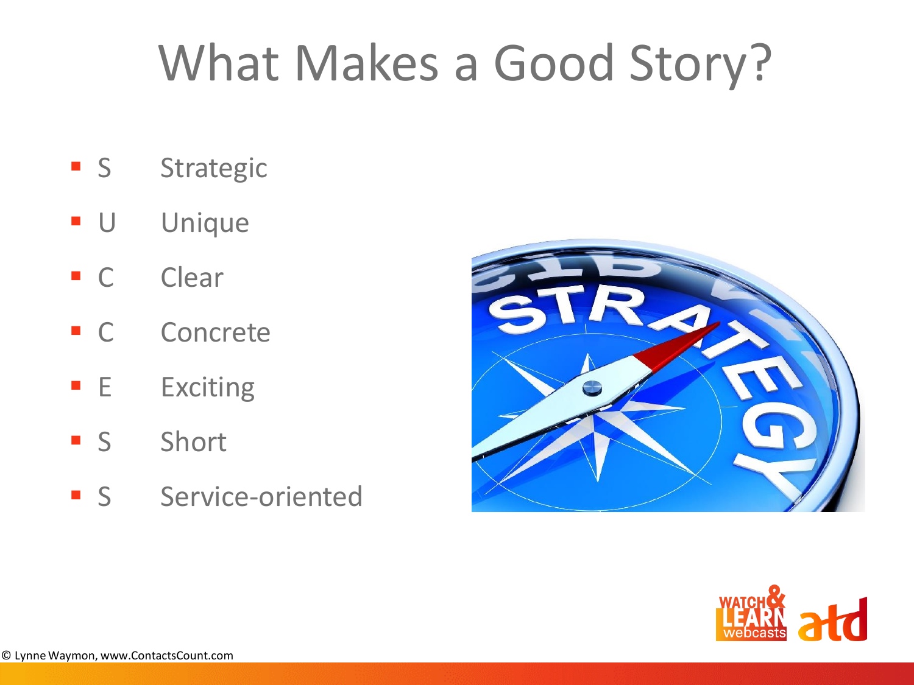# What Makes a Good Story?

- S Strategic
- U Unique
- C Clear
- C Concrete
- E Exciting
- S Short
- S Service-oriented

© Lynne Waymon, www.ContactsCount.com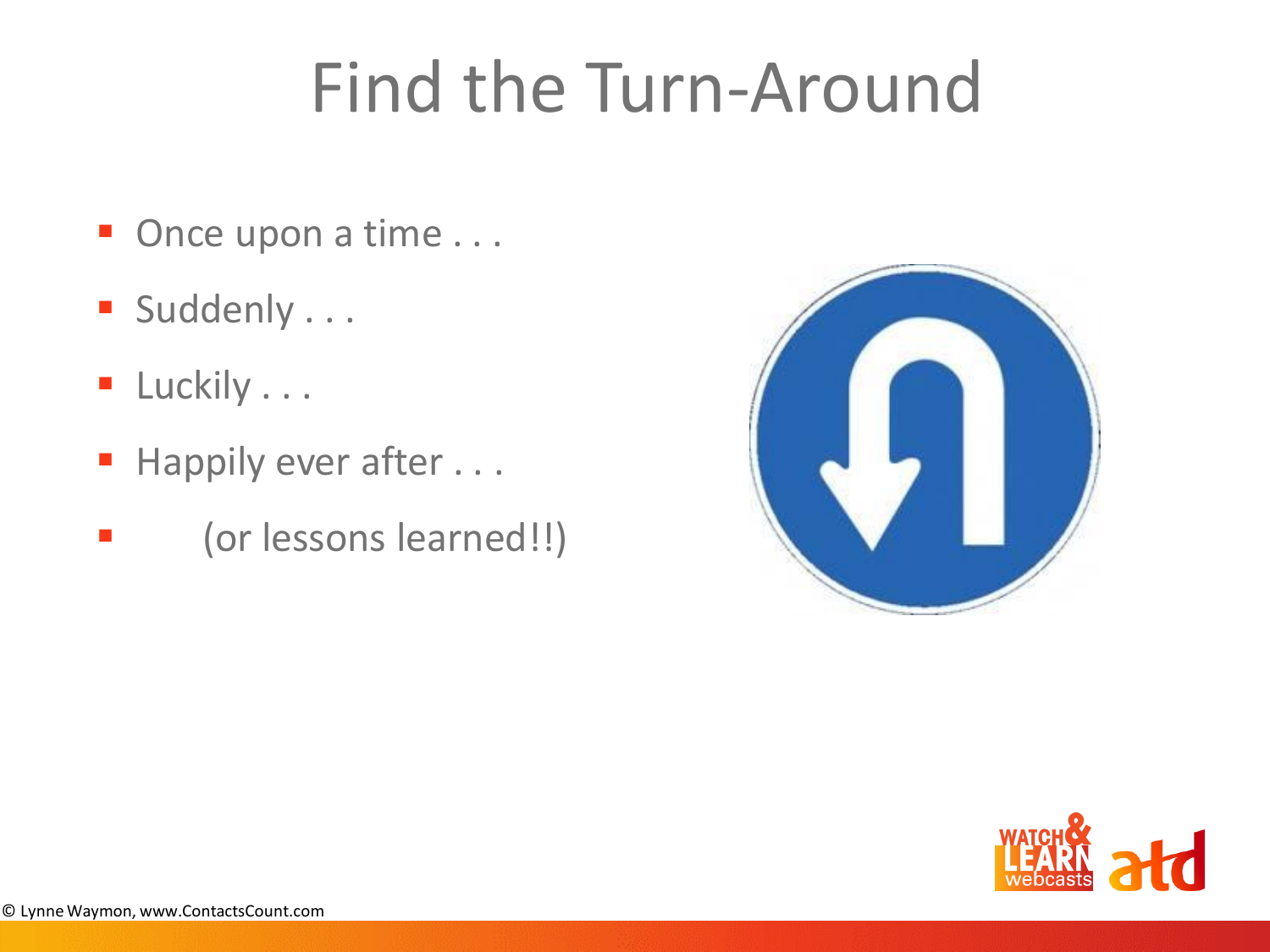# Find the Turn-Around

- Once upon a time . . .
- Suddenly . . .
- Luckily . . .
- Happily ever after . . .
- (or lessons learned!!)

© Lynne Waymon, www.ContactsCount.com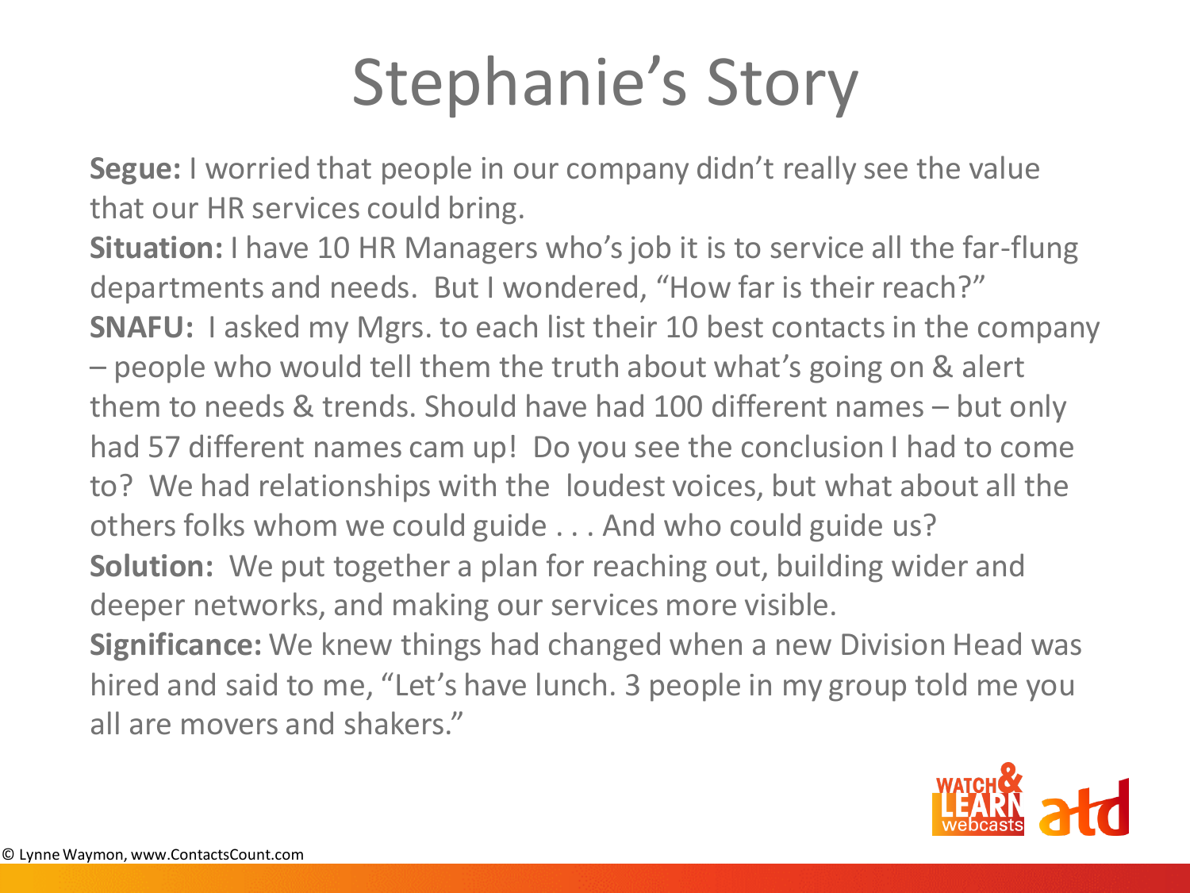# Stephanie's Story

**Segue:** I worried that people in our company didn't really see the value that our HR services could bring.

**Situation:** I have 10 HR Managers who's job it is to service all the far-flung departments and needs. But I wondered, "How far is their reach?"

**SNAFU:** I asked my Mgrs. to each list their 10 best contacts in the company – people who would tell them the truth about what's going on & alert them to needs & trends. Should have had 100 different names – but only had 57 different names cam up! Do you see the conclusion I had to come to? We had relationships with the loudest voices, but what about all the others folks whom we could guide . . . And who could guide us?

**Solution:** We put together a plan for reaching out, building wider and deeper networks, and making our services more visible.

**Significance:** We knew things had changed when a new Division Head was hired and said to me, "Let's have lunch. 3 people in my group told me you all are movers and shakers."

© Lynne Waymon, www.ContactsCount.com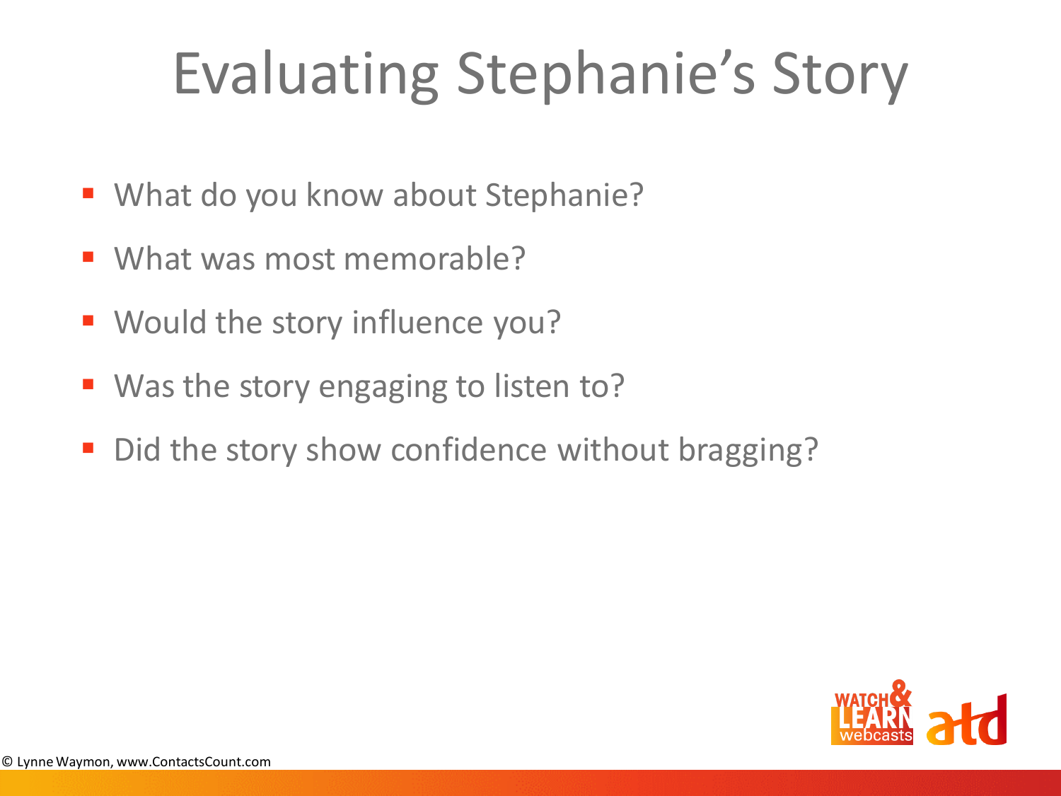# Evaluating Stephanie's Story

- What do you know about Stephanie?
- What was most memorable?
- Would the story influence you?
- Was the story engaging to listen to?
- Did the story show confidence without bragging?

© Lynne Waymon, www.ContactsCount.com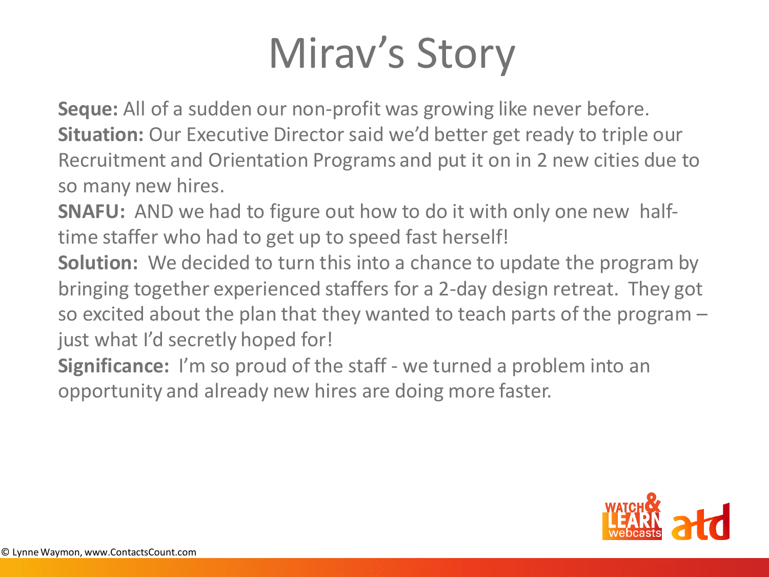# Mirav's Story

**Seque:** All of a sudden our non-profit was growing like never before.
**Situation:** Our Executive Director said we'd better get ready to triple our Recruitment and Orientation Programs and put it on in 2 new cities due to so many new hires.
**SNAFU:** AND we had to figure out how to do it with only one new half-time staffer who had to get up to speed fast herself!
**Solution:** We decided to turn this into a chance to update the program by bringing together experienced staffers for a 2-day design retreat. They got so excited about the plan that they wanted to teach parts of the program – just what I'd secretly hoped for!
**Significance:** I'm so proud of the staff - we turned a problem into an opportunity and already new hires are doing more faster.

© Lynne Waymon, www.ContactsCount.com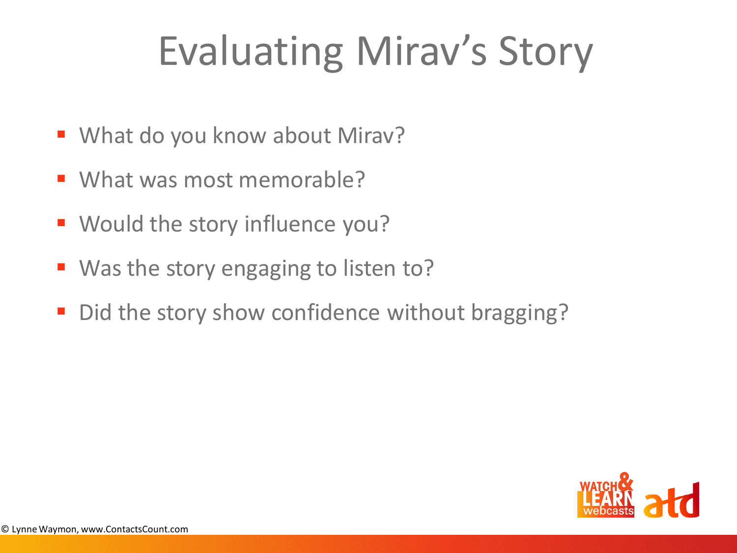# Evaluating Mirav's Story

- What do you know about Mirav?
- What was most memorable?
- Would the story influence you?
- Was the story engaging to listen to?
- Did the story show confidence without bragging?

© Lynne Waymon, www.ContactsCount.com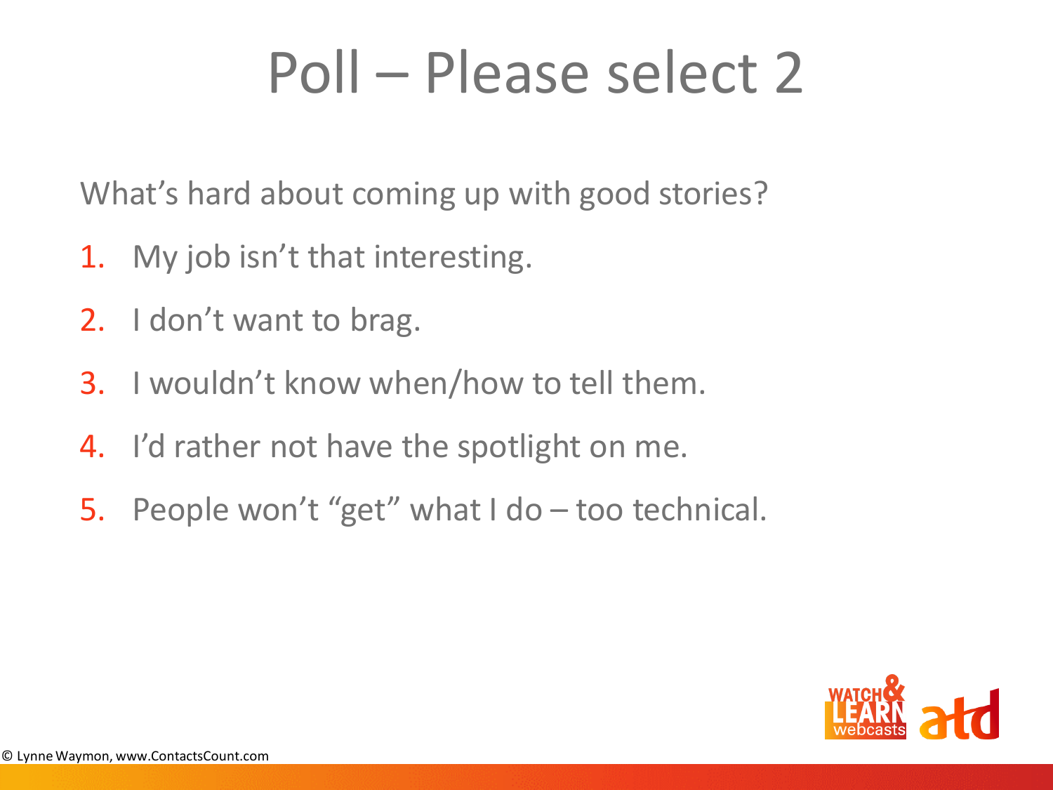# Poll – Please select 2

What's hard about coming up with good stories?

1. My job isn't that interesting.
2. I don't want to brag.
3. I wouldn't know when/how to tell them.
4. I'd rather not have the spotlight on me.
5. People won't "get" what I do – too technical.

© Lynne Waymon, www.ContactsCount.com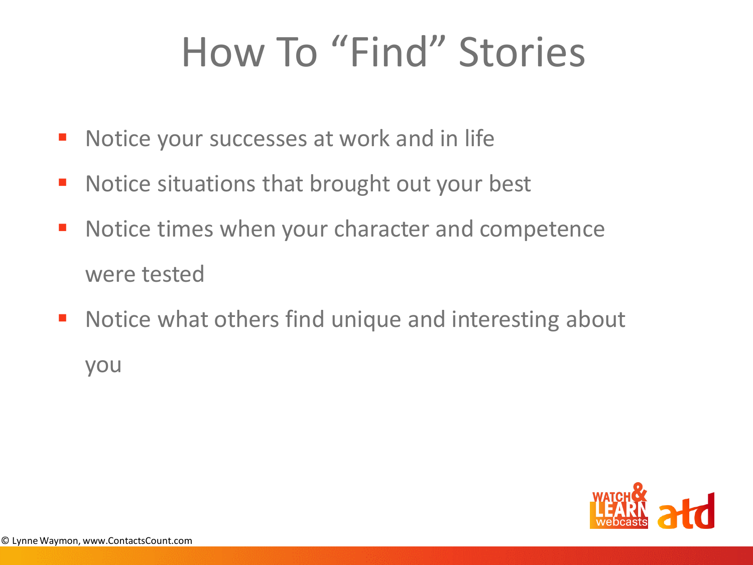# How To “Find” Stories

- Notice your successes at work and in life
- Notice situations that brought out your best
- Notice times when your character and competence were tested
- Notice what others find unique and interesting about you

© Lynne Waymon, www.ContactsCount.com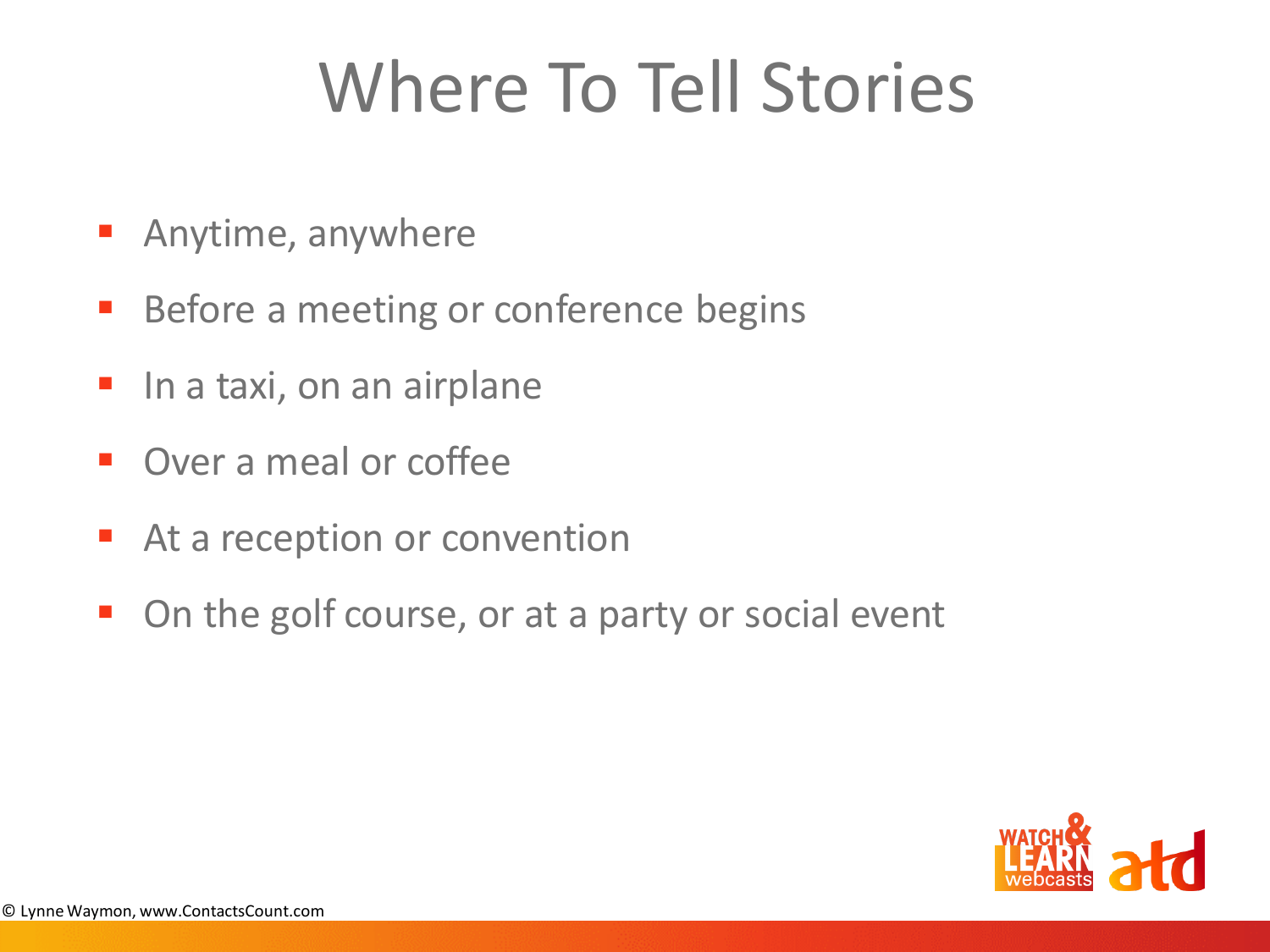# Where To Tell Stories

- Anytime, anywhere
- Before a meeting or conference begins
- In a taxi, on an airplane
- Over a meal or coffee
- At a reception or convention
- On the golf course, or at a party or social event

© Lynne Waymon, www.ContactsCount.com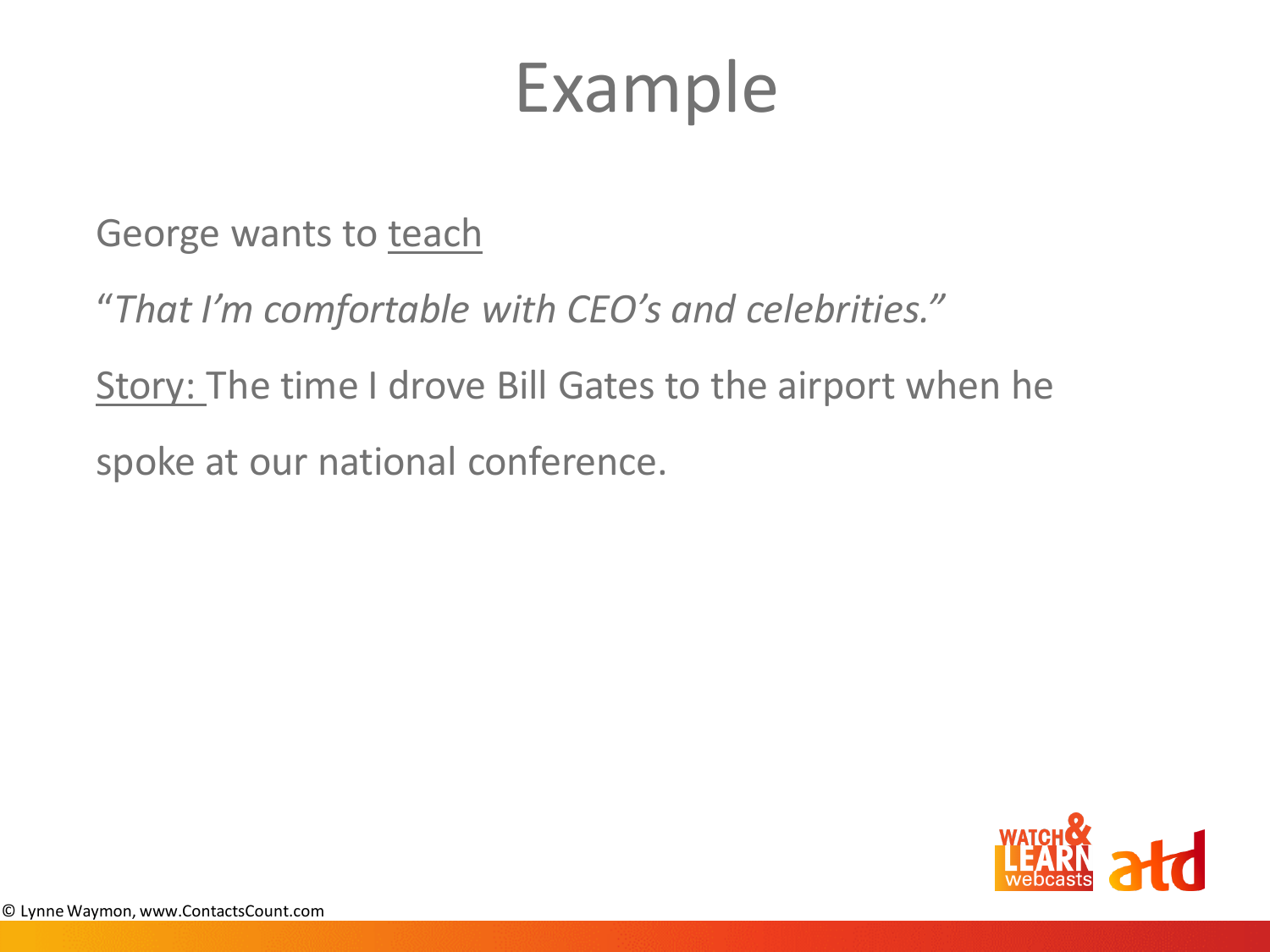# Example

George wants to teach

*"That I'm comfortable with CEO's and celebrities."*

Story: The time I drove Bill Gates to the airport when he spoke at our national conference.

© Lynne Waymon, www.ContactsCount.com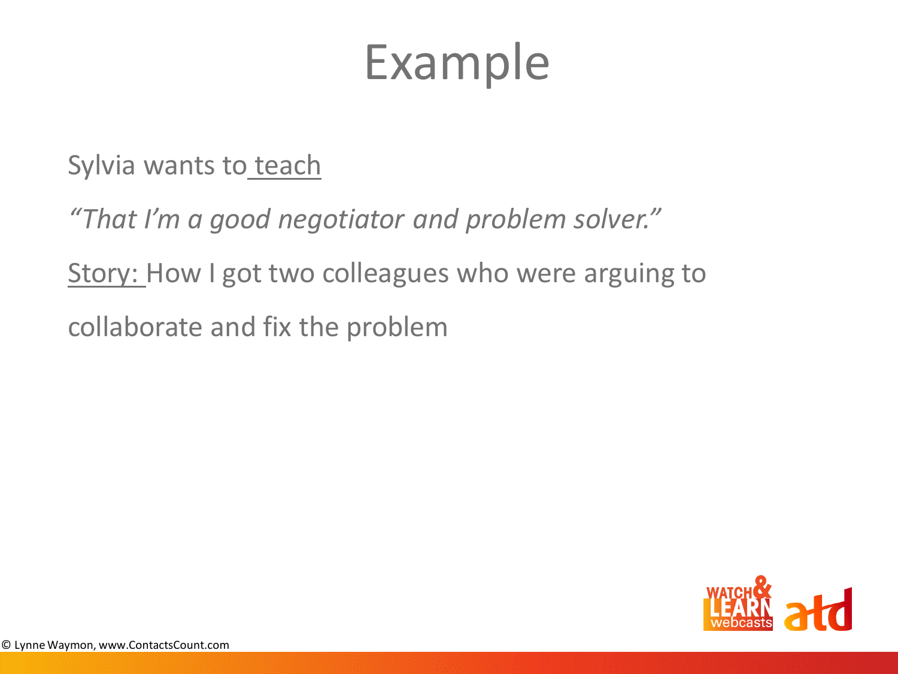# Example

Sylvia wants to teach

*"That I'm a good negotiator and problem solver."*

Story: How I got two colleagues who were arguing to collaborate and fix the problem

© Lynne Waymon, www.ContactsCount.com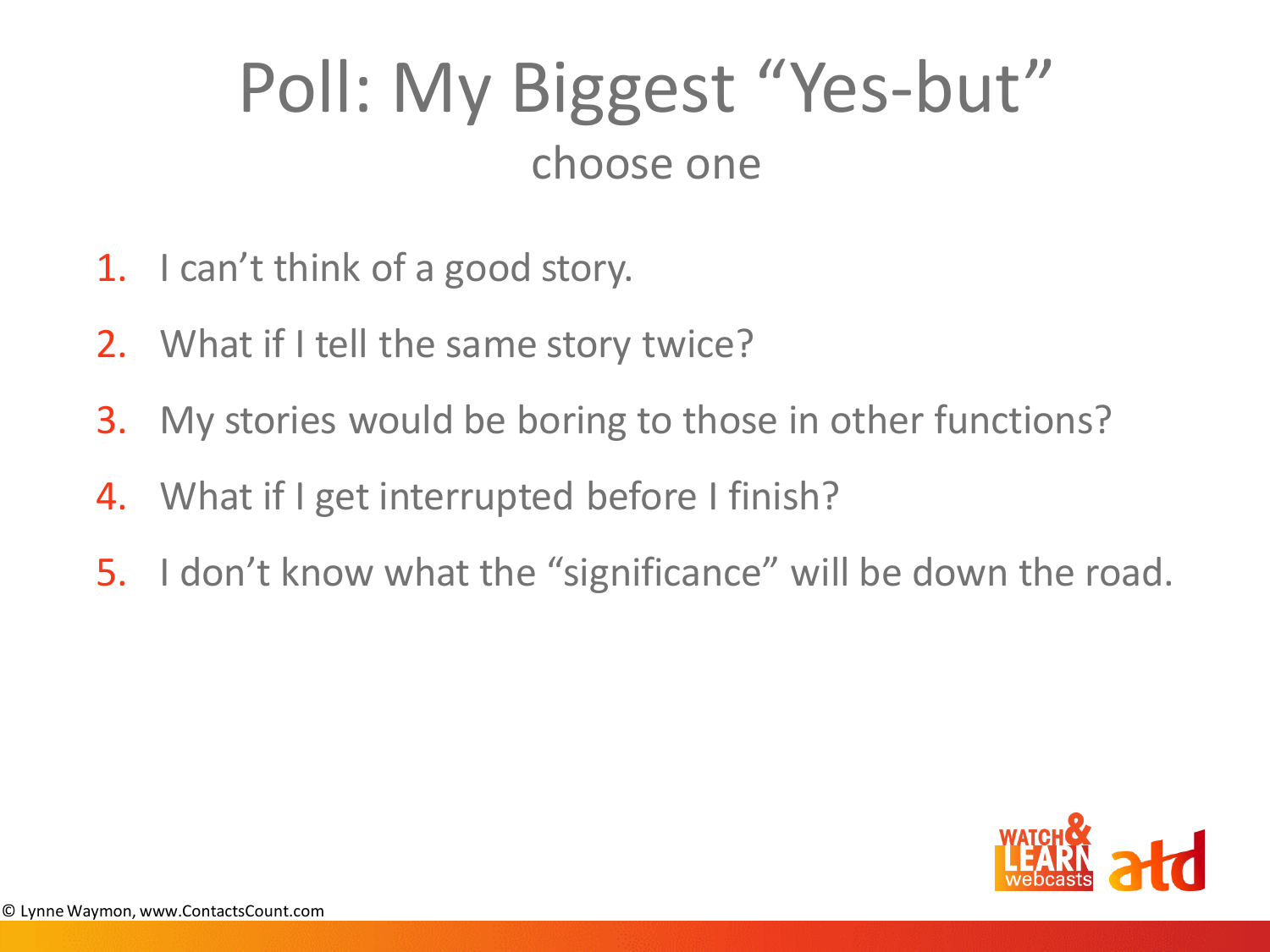# Poll: My Biggest "Yes-but"

choose one

1. I can't think of a good story.
2. What if I tell the same story twice?
3. My stories would be boring to those in other functions?
4. What if I get interrupted before I finish?
5. I don't know what the "significance" will be down the road.

© Lynne Waymon, www.ContactsCount.com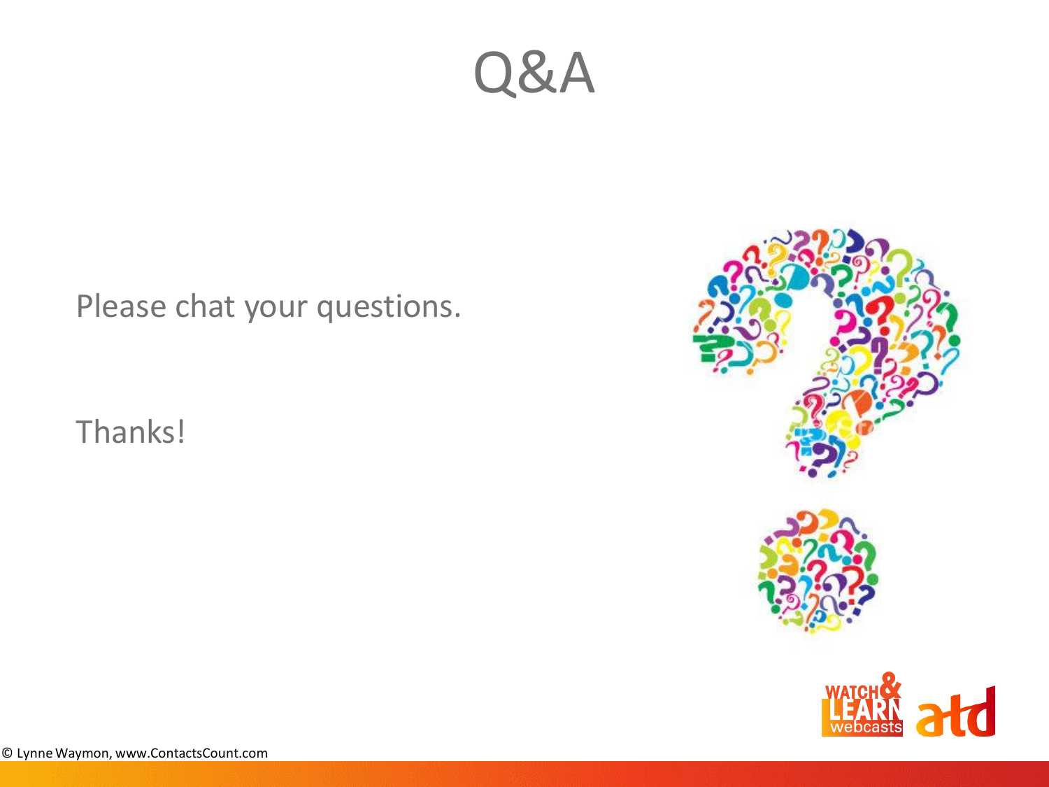# Q&A

Please chat your questions.

Thanks!

© Lynne Waymon, www.ContactsCount.com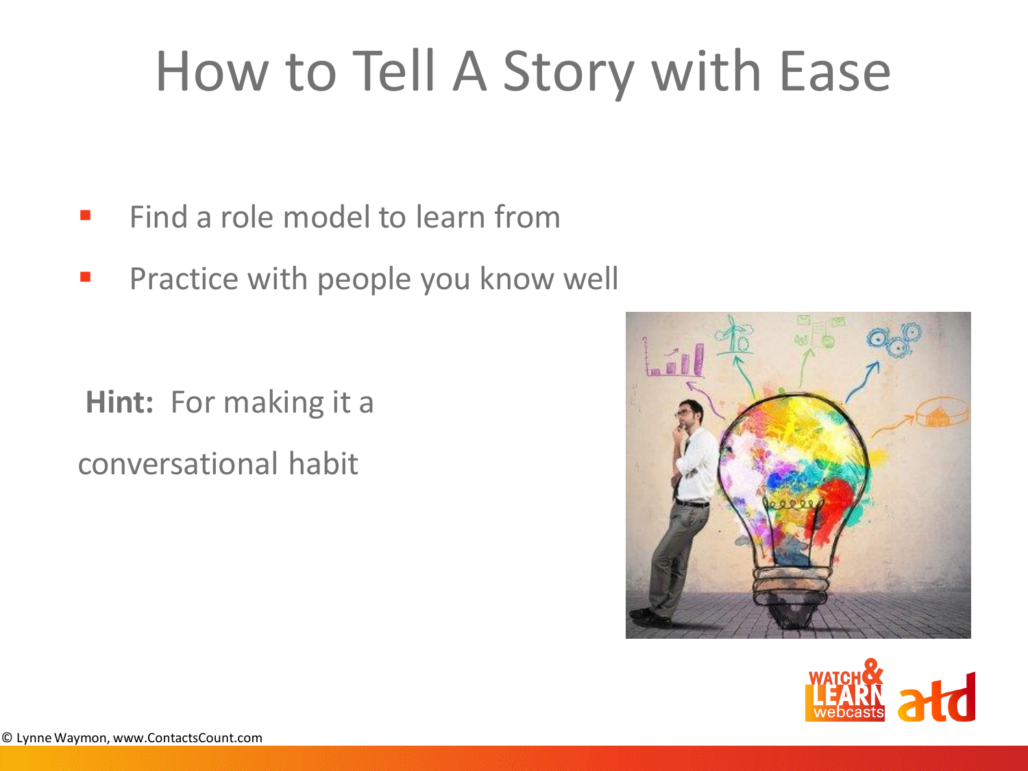# How to Tell A Story with Ease

- Find a role model to learn from
- Practice with people you know well

**Hint:** For making it a conversational habit

© Lynne Waymon, www.ContactsCount.com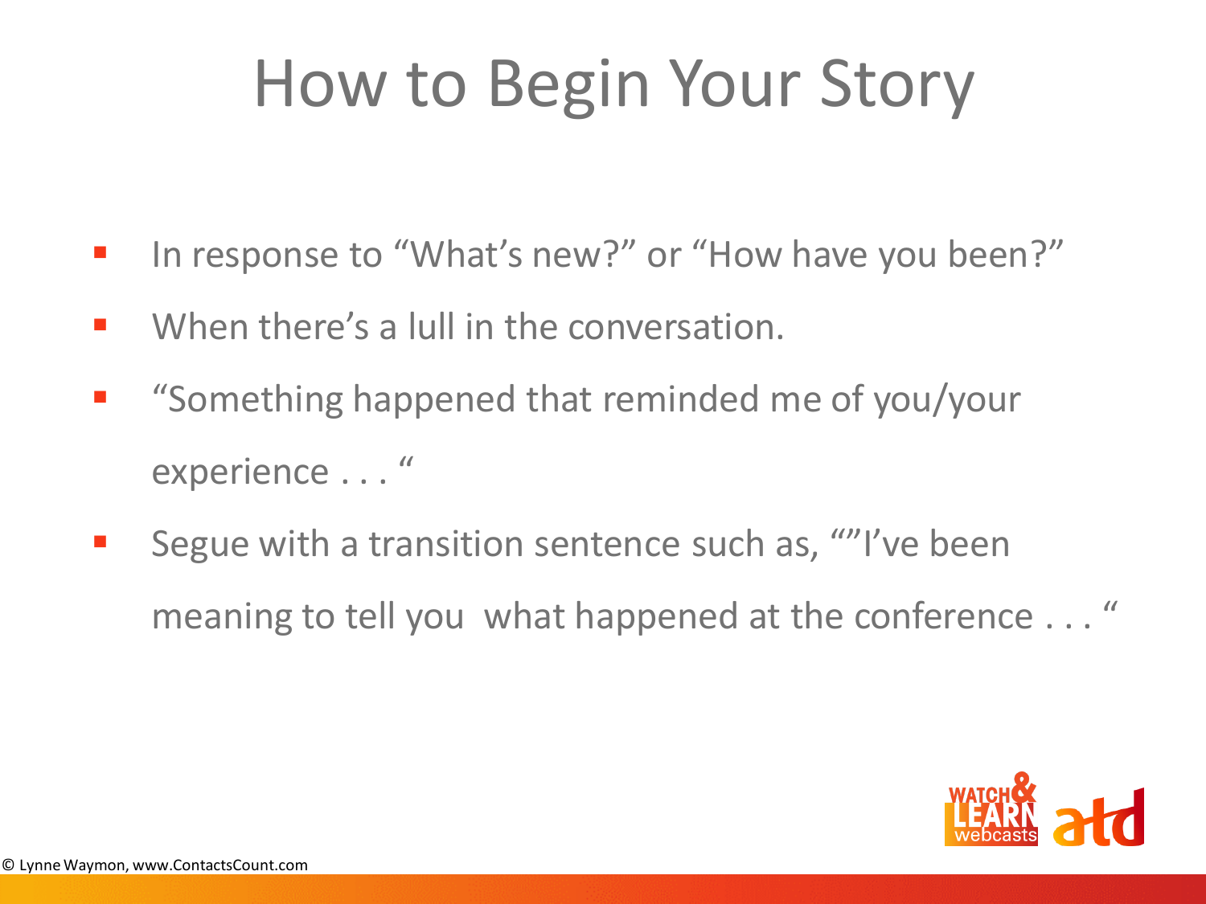# How to Begin Your Story

- In response to “What’s new?” or “How have you been?”
- When there’s a lull in the conversation.
- “Something happened that reminded me of you/your experience . . . “
- Segue with a transition sentence such as, “”I’ve been meaning to tell you what happened at the conference . . . “

© Lynne Waymon, www.ContactsCount.com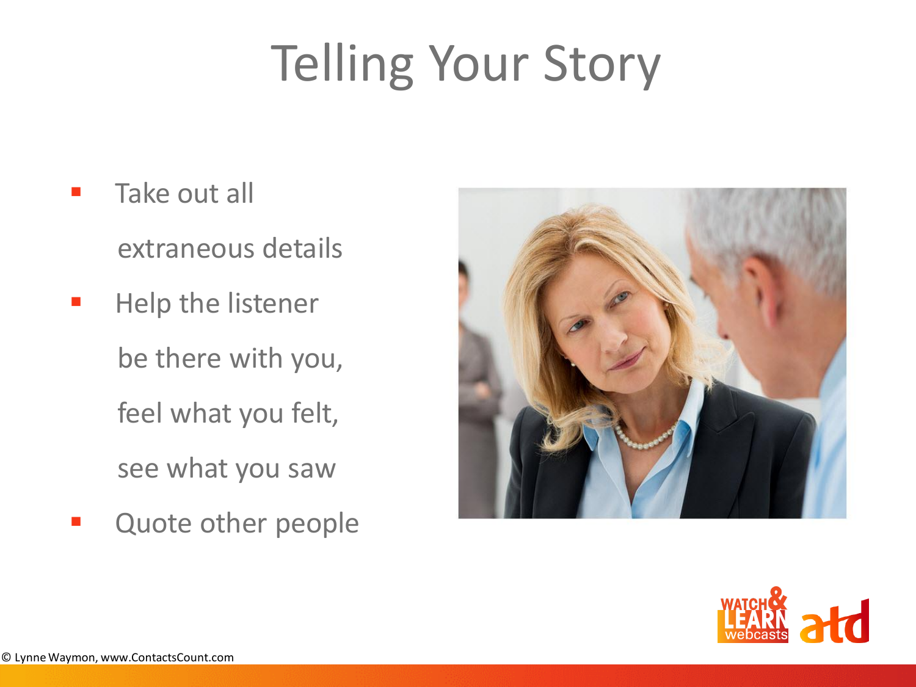# Telling Your Story

- Take out all extraneous details
- Help the listener be there with you, feel what you felt, see what you saw
- Quote other people

© Lynne Waymon, www.ContactsCount.com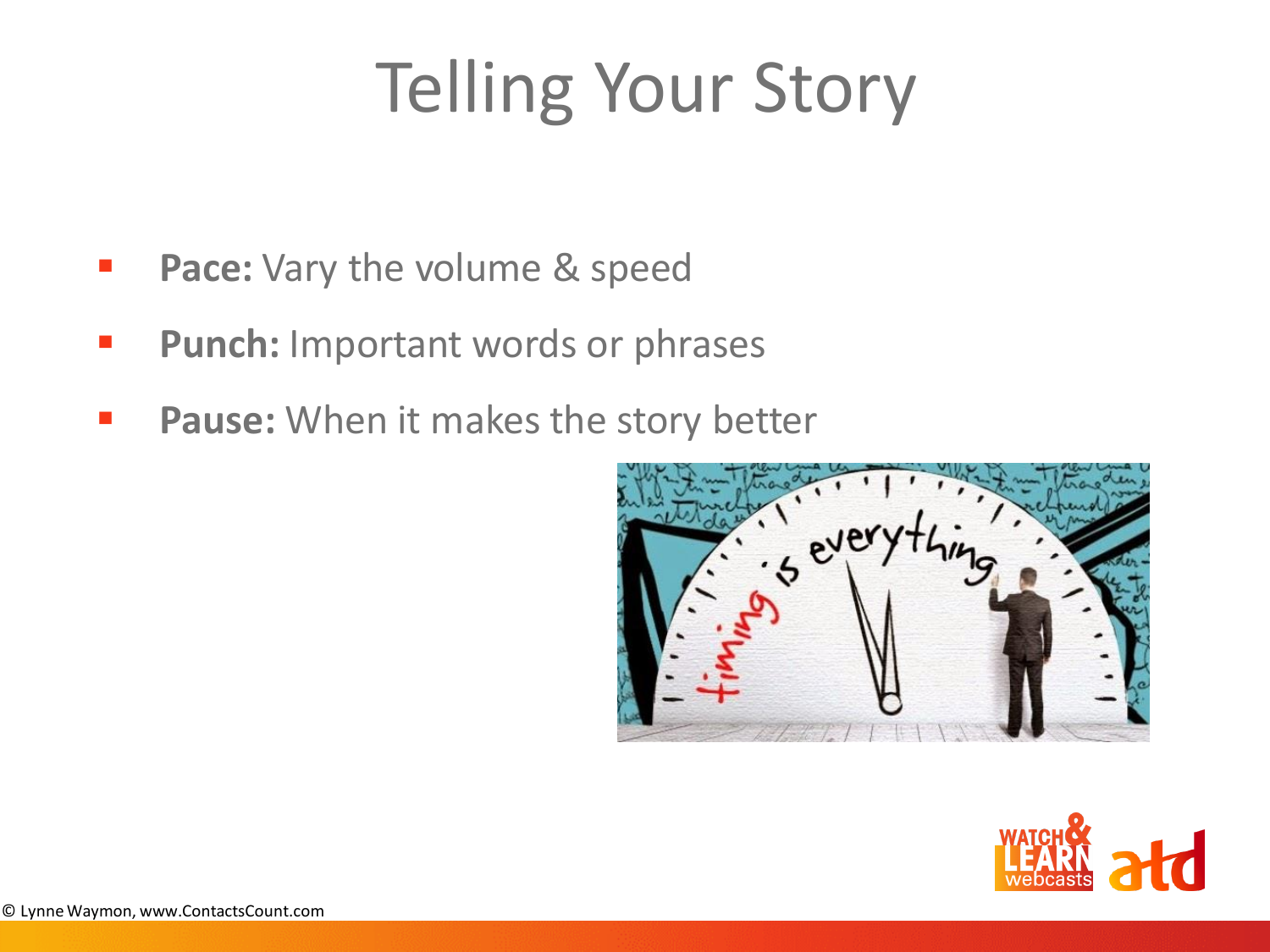# Telling Your Story

- **Pace:** Vary the volume & speed
- **Punch:** Important words or phrases
- **Pause:** When it makes the story better

© Lynne Waymon, www.ContactsCount.com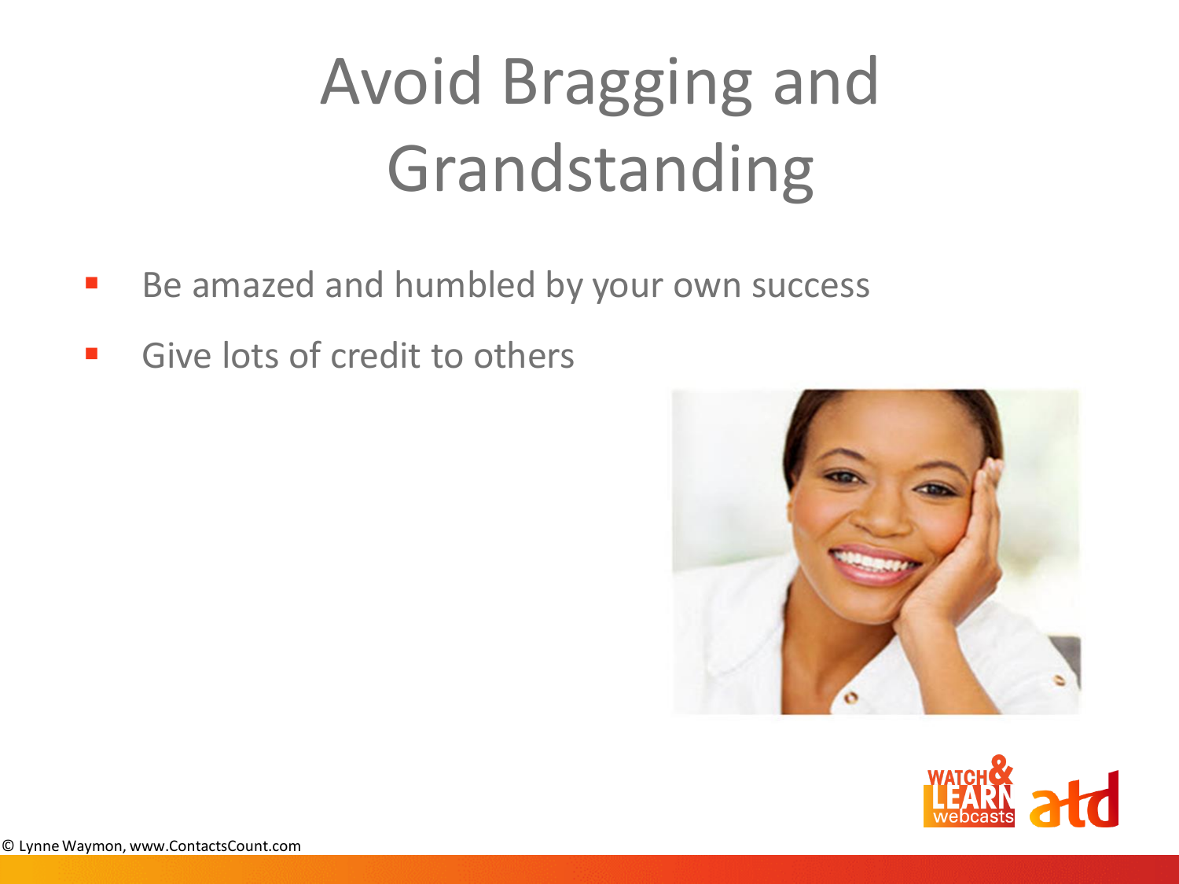# Avoid Bragging and Grandstanding

- Be amazed and humbled by your own success
- Give lots of credit to others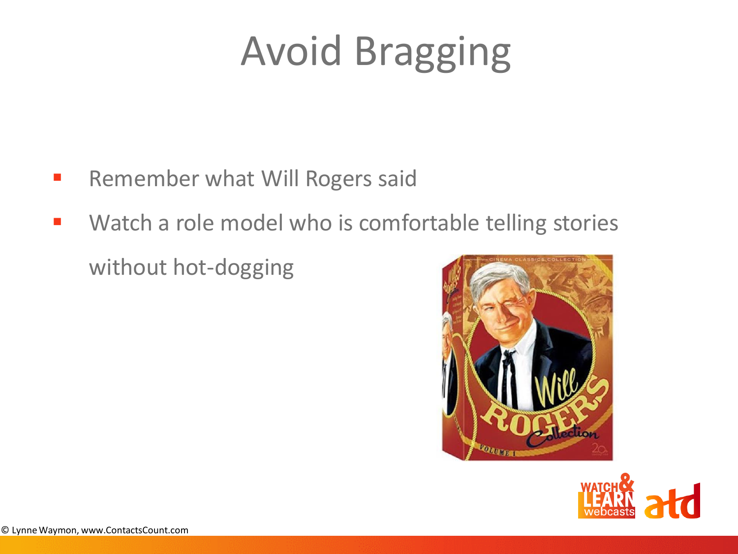# Avoid Bragging

- Remember what Will Rogers said
- Watch a role model who is comfortable telling stories without hot-dogging

© Lynne Waymon, www.ContactsCount.com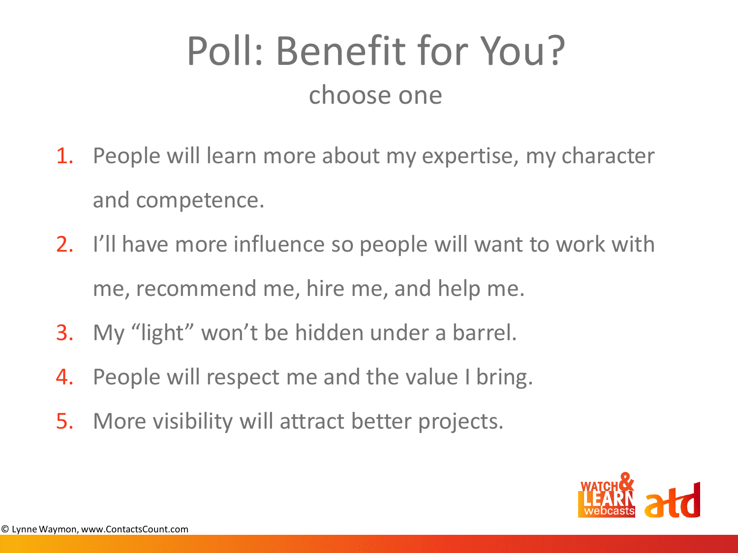# Poll: Benefit for You?

## choose one

1. People will learn more about my expertise, my character and competence.
2. I'll have more influence so people will want to work with me, recommend me, hire me, and help me.
3. My "light" won't be hidden under a barrel.
4. People will respect me and the value I bring.
5. More visibility will attract better projects.

© Lynne Waymon, www.ContactsCount.com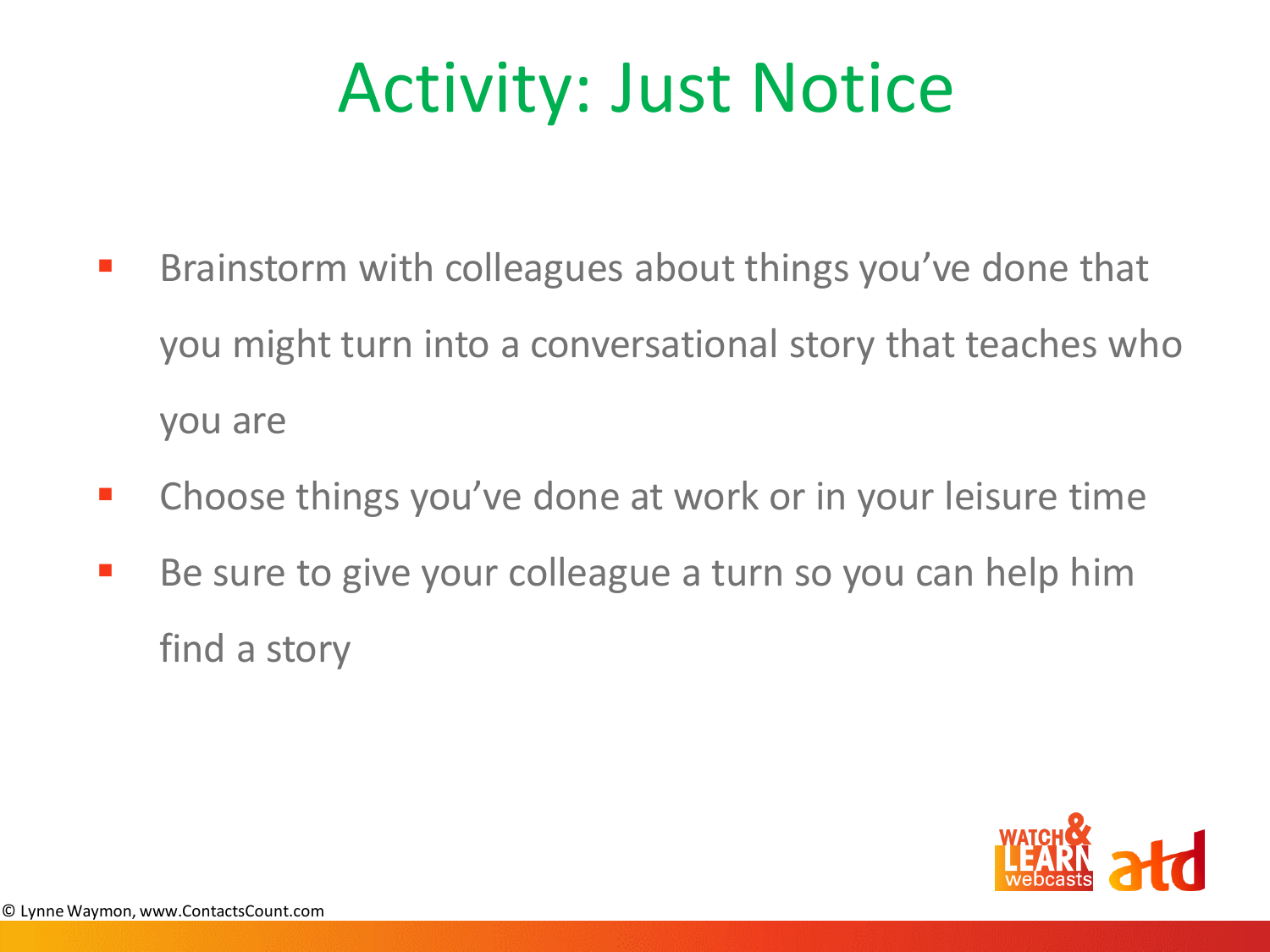# Activity: Just Notice

- Brainstorm with colleagues about things you've done that you might turn into a conversational story that teaches who you are
- Choose things you've done at work or in your leisure time
- Be sure to give your colleague a turn so you can help him find a story

© Lynne Waymon, www.ContactsCount.com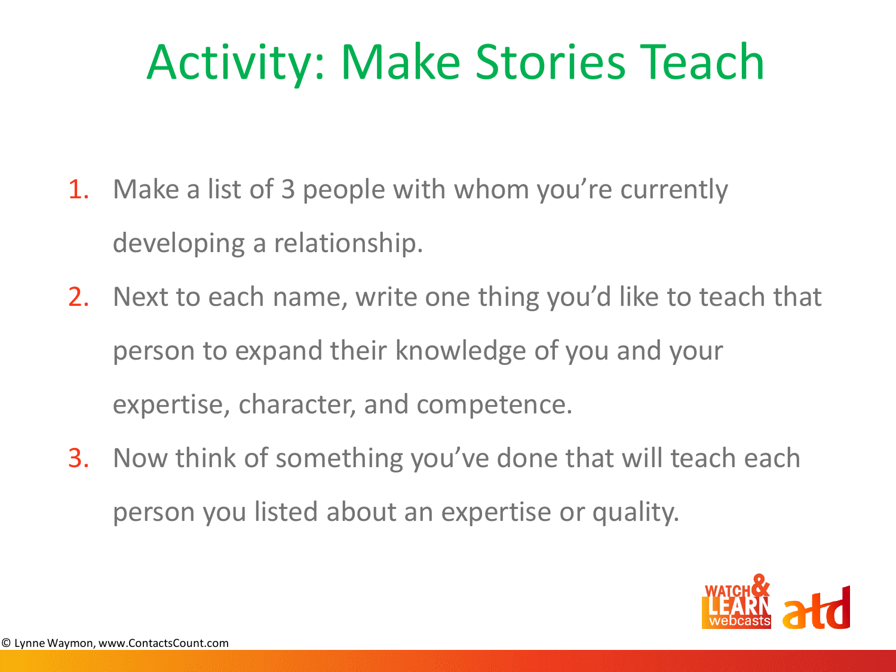# Activity: Make Stories Teach

1. Make a list of 3 people with whom you're currently developing a relationship.
2. Next to each name, write one thing you'd like to teach that person to expand their knowledge of you and your expertise, character, and competence.
3. Now think of something you've done that will teach each person you listed about an expertise or quality.

© Lynne Waymon, www.ContactsCount.com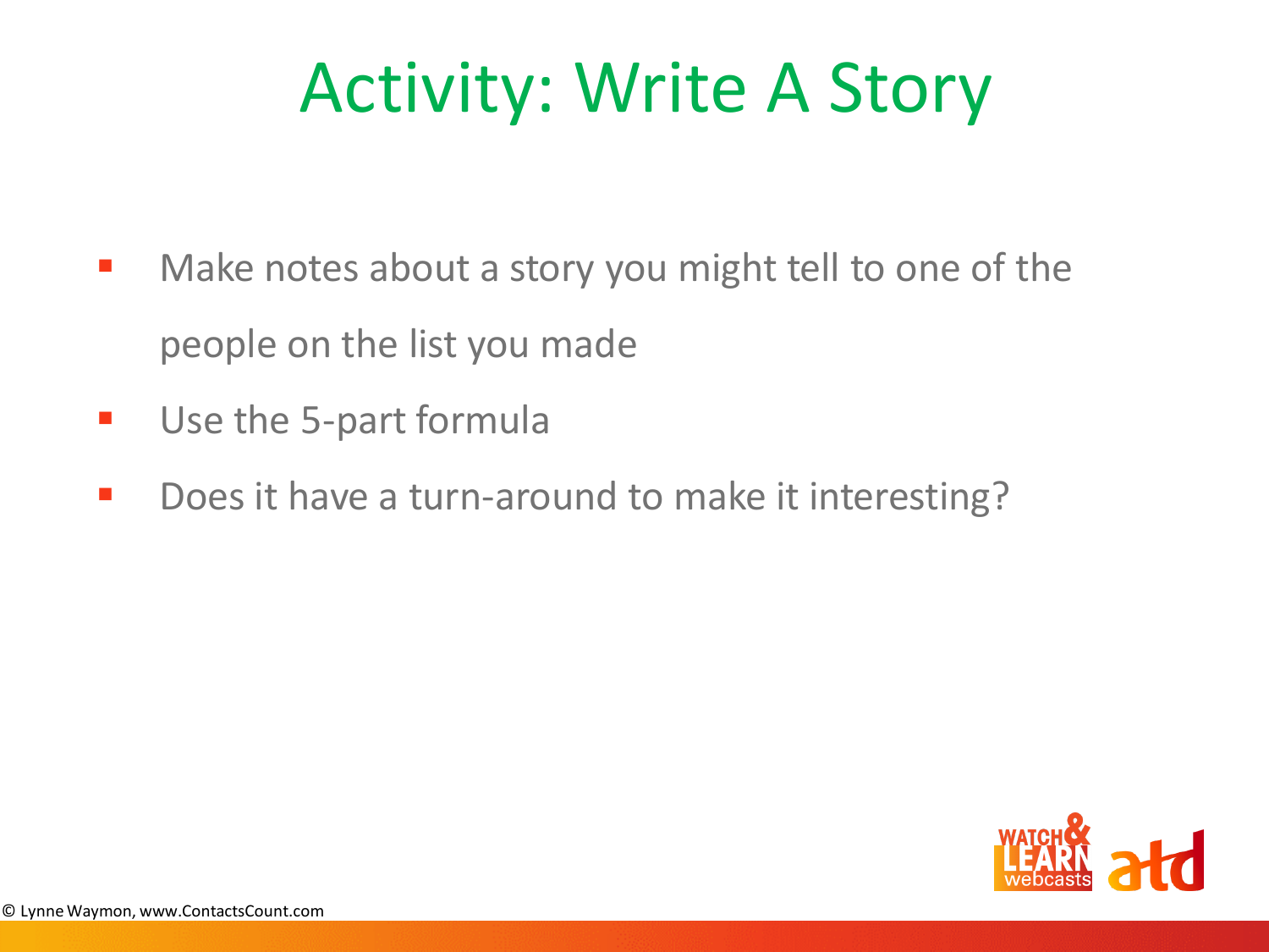# Activity: Write A Story

- Make notes about a story you might tell to one of the people on the list you made
- Use the 5-part formula
- Does it have a turn-around to make it interesting?

© Lynne Waymon, www.ContactsCount.com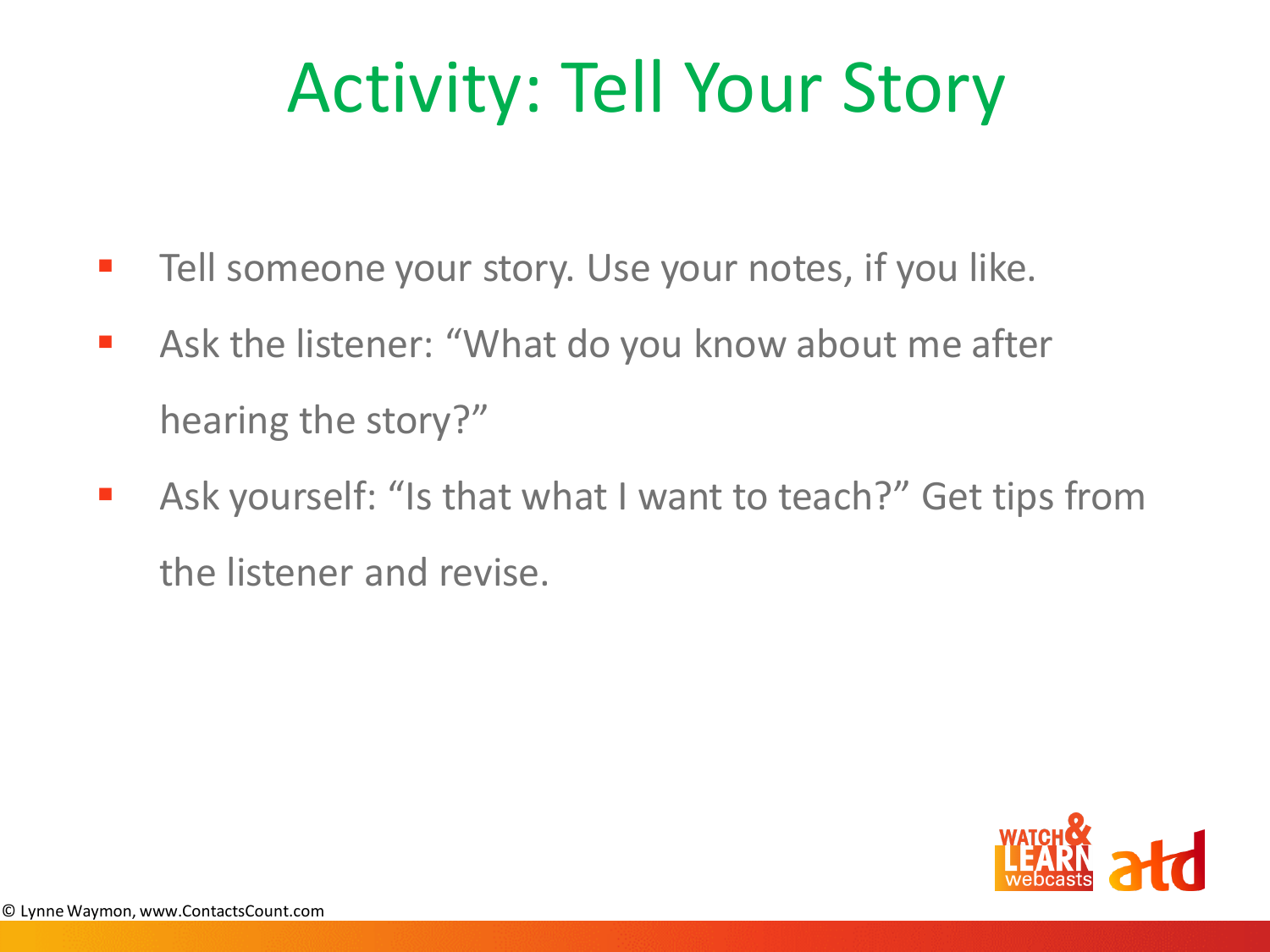# Activity: Tell Your Story

- Tell someone your story. Use your notes, if you like.
- Ask the listener: "What do you know about me after hearing the story?"
- Ask yourself: "Is that what I want to teach?" Get tips from the listener and revise.

© Lynne Waymon, www.ContactsCount.com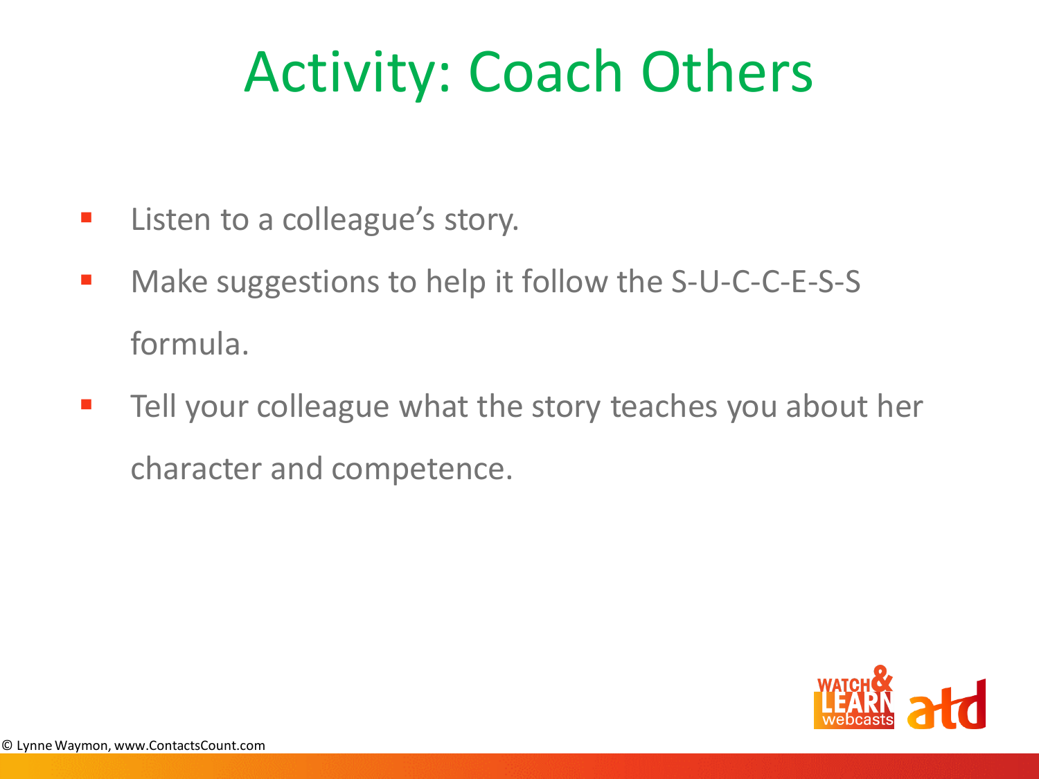# Activity: Coach Others

- Listen to a colleague's story.
- Make suggestions to help it follow the S-U-C-C-E-S-S formula.
- Tell your colleague what the story teaches you about her character and competence.

© Lynne Waymon, www.ContactsCount.com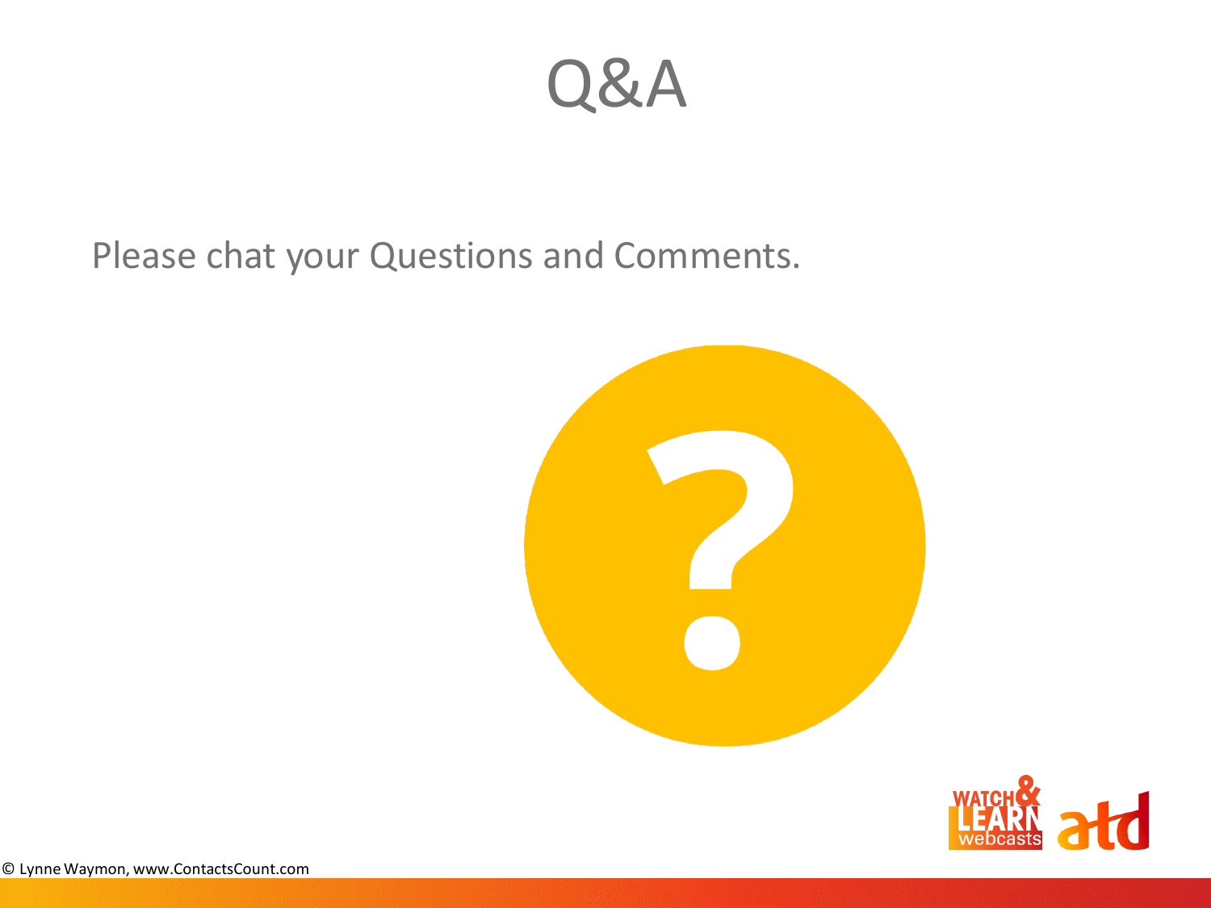# Q&A

Please chat your Questions and Comments.

© Lynne Waymon, www.ContactsCount.com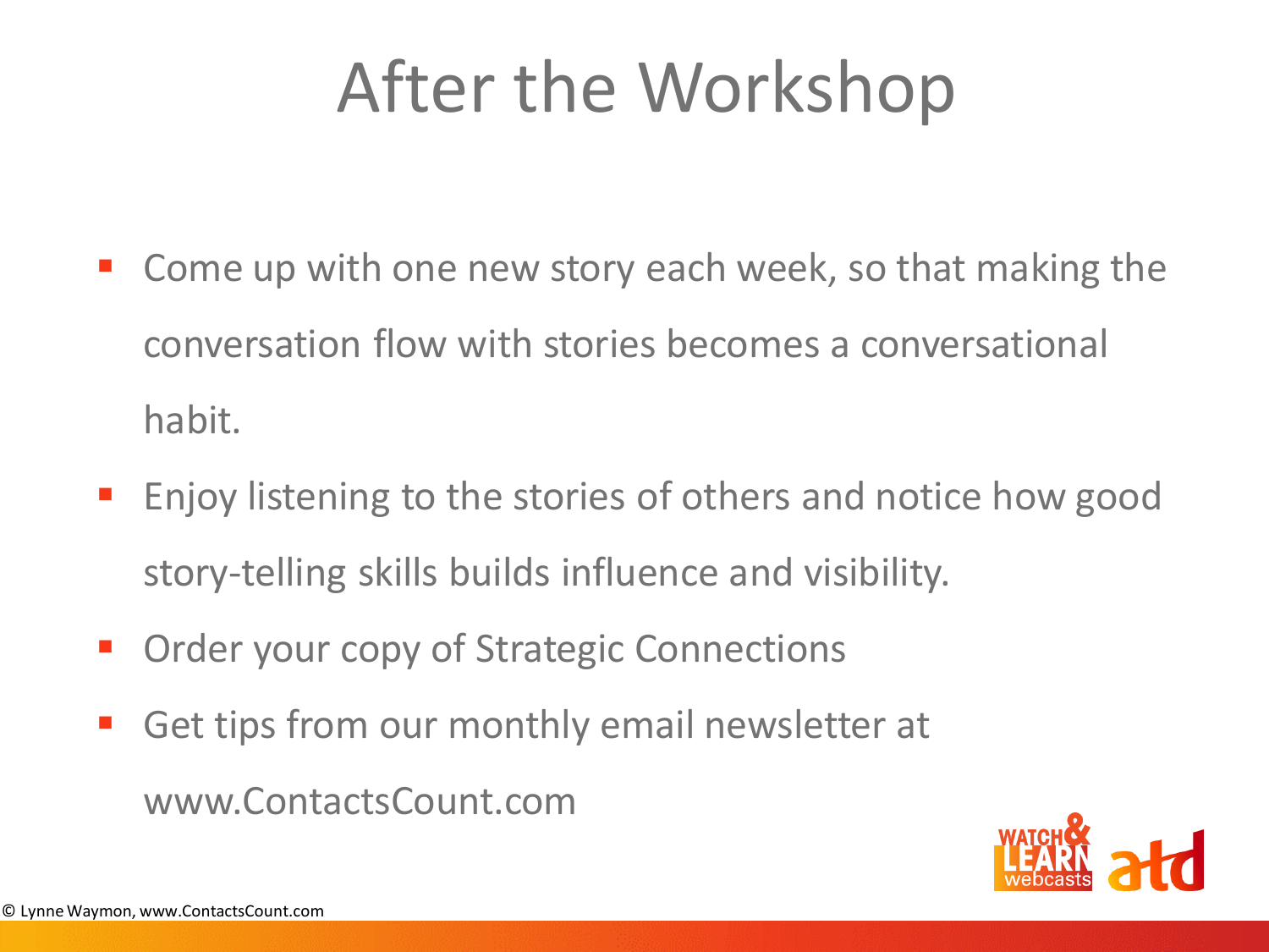# After the Workshop

- Come up with one new story each week, so that making the conversation flow with stories becomes a conversational habit.
- Enjoy listening to the stories of others and notice how good story-telling skills builds influence and visibility.
- Order your copy of Strategic Connections
- Get tips from our monthly email newsletter at www.ContactsCount.com

© Lynne Waymon, www.ContactsCount.com